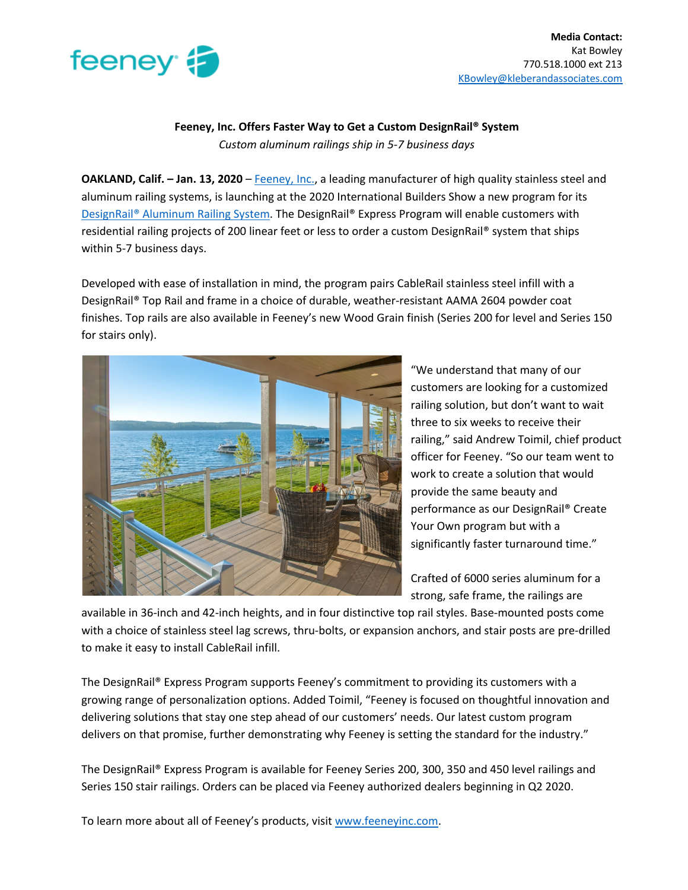**Media Contact:**
Kat Bowley
770.518.1000 ext 213
KBowley@kleberandassociates.com

## Feeney, Inc. Offers Faster Way to Get a Custom DesignRail® System

*Custom aluminum railings ship in 5-7 business days*

**OAKLAND, Calif. – Jan. 13, 2020** – Feeney, Inc., a leading manufacturer of high quality stainless steel and aluminum railing systems, is launching at the 2020 International Builders Show a new program for its DesignRail® Aluminum Railing System. The DesignRail® Express Program will enable customers with residential railing projects of 200 linear feet or less to order a custom DesignRail® system that ships within 5-7 business days.

Developed with ease of installation in mind, the program pairs CableRail stainless steel infill with a DesignRail® Top Rail and frame in a choice of durable, weather-resistant AAMA 2604 powder coat finishes. Top rails are also available in Feeney's new Wood Grain finish (Series 200 for level and Series 150 for stairs only).

"We understand that many of our customers are looking for a customized railing solution, but don't want to wait three to six weeks to receive their railing," said Andrew Toimil, chief product officer for Feeney. "So our team went to work to create a solution that would provide the same beauty and performance as our DesignRail® Create Your Own program but with a significantly faster turnaround time."

Crafted of 6000 series aluminum for a strong, safe frame, the railings are available in 36-inch and 42-inch heights, and in four distinctive top rail styles. Base-mounted posts come with a choice of stainless steel lag screws, thru-bolts, or expansion anchors, and stair posts are pre-drilled to make it easy to install CableRail infill.

The DesignRail® Express Program supports Feeney's commitment to providing its customers with a growing range of personalization options. Added Toimil, "Feeney is focused on thoughtful innovation and delivering solutions that stay one step ahead of our customers' needs. Our latest custom program delivers on that promise, further demonstrating why Feeney is setting the standard for the industry."

The DesignRail® Express Program is available for Feeney Series 200, 300, 350 and 450 level railings and Series 150 stair railings. Orders can be placed via Feeney authorized dealers beginning in Q2 2020.

To learn more about all of Feeney's products, visit www.feeneyinc.com.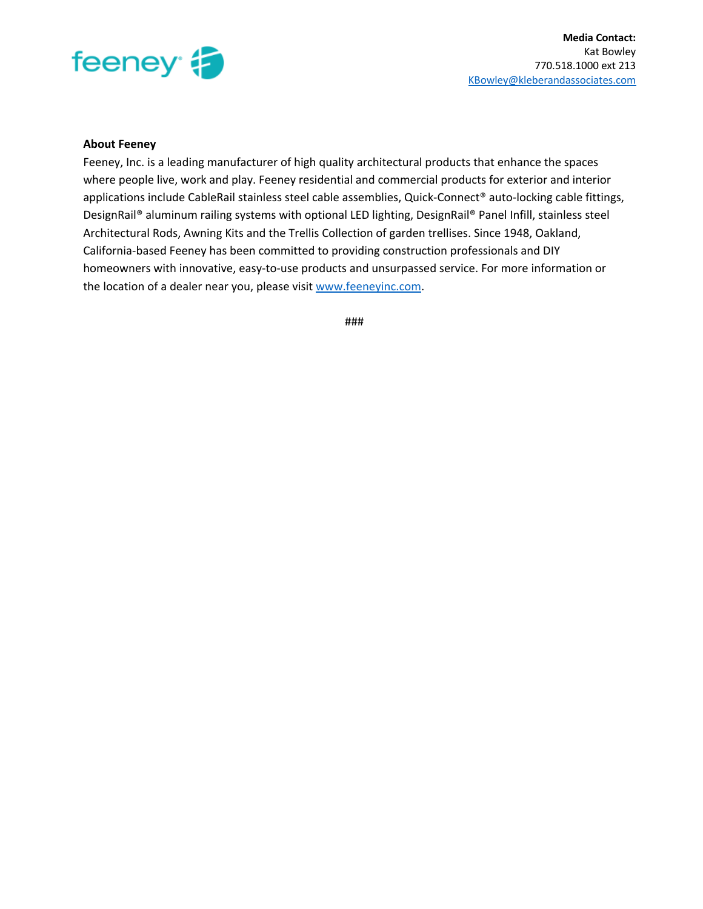**Media Contact:**
Kat Bowley
770.518.1000 ext 213
KBowley@kleberandassociates.com

**About Feeney**

Feeney, Inc. is a leading manufacturer of high quality architectural products that enhance the spaces where people live, work and play. Feeney residential and commercial products for exterior and interior applications include CableRail stainless steel cable assemblies, Quick-Connect® auto-locking cable fittings, DesignRail® aluminum railing systems with optional LED lighting, DesignRail® Panel Infill, stainless steel Architectural Rods, Awning Kits and the Trellis Collection of garden trellises. Since 1948, Oakland, California-based Feeney has been committed to providing construction professionals and DIY homeowners with innovative, easy-to-use products and unsurpassed service. For more information or the location of a dealer near you, please visit www.feeneyinc.com.

###